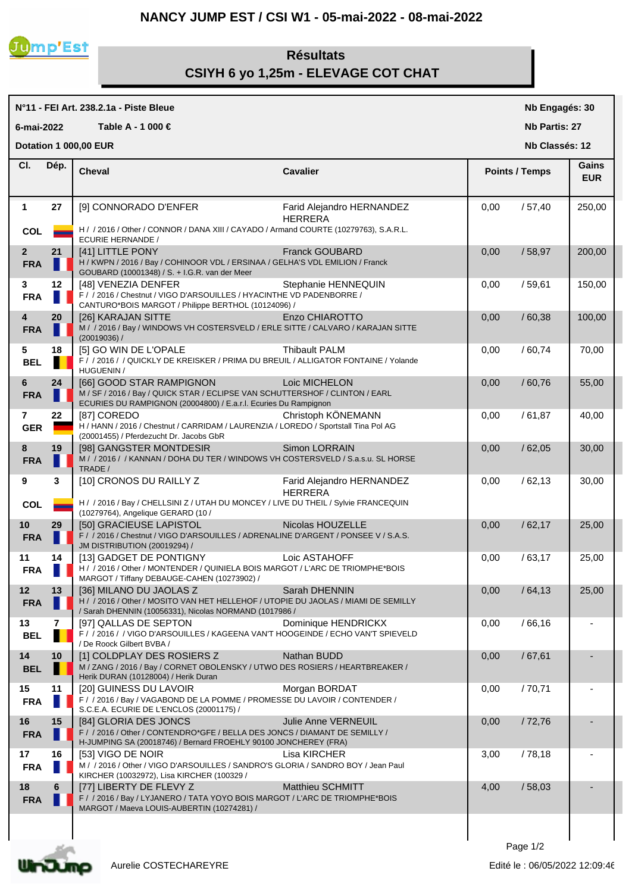# NANCY JUMP EST / CSI W1 - 05-mai-2022 - 08-mai-2022

## Résultats
## CSIYH 6 yo 1,25m - ELEVAGE COT CHAT

**N°11 - FEI Art. 238.2.1a - Piste Bleue** — **Nb Engagés: 30**

**6-mai-2022** — **Table A - 1 000 €** — **Nb Partis: 27**

**Dotation 1 000,00 EUR** — **Nb Classés: 12**

| Cl. | Dép. | Cheval | Cavalier | Points / Temps | Gains EUR |
|---|---|---|---|---|---|
| 1 COL | 27 | [9] CONNORADO D'ENFER<br>H / / 2016 / Other / CONNOR / DANA XIII / CAYADO / Armand COURTE (10279763), S.A.R.L. ECURIE HERNANDE / | Farid Alejandro HERNANDEZ HERRERA | 0,00 / 57,40 | 250,00 |
| 2 FRA | 21 | [41] LITTLE PONY<br>H / KWPN / 2016 / Bay / COHINOOR VDL / ERSINAA / GELHA'S VDL EMILION / Franck GOUBARD (10001348) / S. + I.G.R. van der Meer | Franck GOUBARD | 0,00 / 58,97 | 200,00 |
| 3 FRA | 12 | [48] VENEZIA DENFER<br>F / / 2016 / Chestnut / VIGO D'ARSOUILLES / HYACINTHE VD PADENBORRE / CANTURO*BOIS MARGOT / Philippe BERTHOL (10124096) / | Stephanie HENNEQUIN | 0,00 / 59,61 | 150,00 |
| 4 FRA | 20 | [26] KARAJAN SITTE<br>M / / 2016 / Bay / WINDOWS VH COSTERSVELD / ERLE SITTE / CALVARO / KARAJAN SITTE (20019036) / | Enzo CHIAROTTO | 0,00 / 60,38 | 100,00 |
| 5 BEL | 18 | [5] GO WIN DE L'OPALE<br>F / / 2016 / / QUICKLY DE KREISKER / PRIMA DU BREUIL / ALLIGATOR FONTAINE / Yolande HUGUENIN / | Thibault PALM | 0,00 / 60,74 | 70,00 |
| 6 FRA | 24 | [66] GOOD STAR RAMPIGNON<br>M / SF / 2016 / Bay / QUICK STAR / ECLIPSE VAN SCHUTTERSHOF / CLINTON / EARL ECURIES DU RAMPIGNON (20004800) / E.a.r.l. Ecuries Du Rampignon | Loic MICHELON | 0,00 / 60,76 | 55,00 |
| 7 GER | 22 | [87] COREDO<br>H / HANN / 2016 / Chestnut / CARRIDAM / LAURENZIA / LOREDO / Sportstall Tina Pol AG (20001455) / Pferdezucht Dr. Jacobs GbR | Christoph KÖNEMANN | 0,00 / 61,87 | 40,00 |
| 8 FRA | 19 | [98] GANGSTER MONTDESIR<br>M / / 2016 / / KANNAN / DOHA DU TER / WINDOWS VH COSTERSVELD / S.a.s.u. SL HORSE TRADE / | Simon LORRAIN | 0,00 / 62,05 | 30,00 |
| 9 COL | 3 | [10] CRONOS DU RAILLY Z<br>H / / 2016 / Bay / CHELLSINI Z / UTAH DU MONCEY / LIVE DU THEIL / Sylvie FRANCEQUIN (10279764), Angelique GERARD (10 / | Farid Alejandro HERNANDEZ HERRERA | 0,00 / 62,13 | 30,00 |
| 10 FRA | 29 | [50] GRACIEUSE LAPISTOL<br>F / / 2016 / Chestnut / VIGO D'ARSOUILLES / ADRENALINE D'ARGENT / PONSEE V / S.A.S. JM DISTRIBUTION (20019292) / | Nicolas HOUZELLE | 0,00 / 62,17 | 25,00 |
| 11 FRA | 14 | [13] GADGET DE PONTIGNY<br>H / / 2016 / Other / MONTENDER / QUINIELA BOIS MARGOT / L'ARC DE TRIOMPHE*BOIS MARGOT / Tiffany DEBAUGE-CAHEN (10273902) / | Loic ASTAHOFF | 0,00 / 63,17 | 25,00 |
| 12 FRA | 13 | [36] MILANO DU JAOLAS Z<br>H / / 2016 / Other / MOSITO VAN HET HELLEHOF / UTOPIE DU JAOLAS / MIAMI DE SEMILLY / Sarah DHENNIN (10056331), Nicolas NORMAND (1017986 / | Sarah DHENNIN | 0,00 / 64,13 | 25,00 |
| 13 BEL | 7 | [97] QALLAS DE SEPTON<br>F / / 2016 / / VIGO D'ARSOUILLES / KAGEENA VAN'T HOOGEINDE / ECHO VAN'T SPIEVELD / De Roock Gilbert BVBA / | Dominique HENDRICKX | 0,00 / 66,16 | - |
| 14 BEL | 10 | [1] COLDPLAY DES ROSIERS Z<br>M / ZANG / 2016 / Bay / CORNET OBOLENSKY / UTWO DES ROSIERS / HEARTBREAKER / Herik DURAN (10128004) / Herik Duran | Nathan BUDD | 0,00 / 67,61 | - |
| 15 FRA | 11 | [20] GUINESS DU LAVOIR<br>F / / 2016 / Bay / VAGABOND DE LA POMME / PROMESSE DU LAVOIR / CONTENDER / S.C.E.A. ECURIE DE L'ENCLOS (20001175) / | Morgan BORDAT | 0,00 / 70,71 | - |
| 16 FRA | 15 | [84] GLORIA DES JONCS<br>F / / 2016 / Other / CONTENDRO*GFE / BELLA DES JONCS / DIAMANT DE SEMILLY / H-JUMPING SA (20018746) / Bernard FROEHLY 90100 JONCHEREY (FRA) | Julie Anne VERNEUIL | 0,00 / 72,76 | - |
| 17 FRA | 16 | [53] VIGO DE NOIR<br>M / / 2016 / Other / VIGO D'ARSOUILLES / SANDRO'S GLORIA / SANDRO BOY / Jean Paul KIRCHER (10032972), Lisa KIRCHER (100329 / | Lisa KIRCHER | 3,00 / 78,18 | - |
| 18 FRA | 6 | [77] LIBERTY DE FLEVY Z<br>F / / 2016 / Bay / LYJANERO / TATA YOYO BOIS MARGOT / L'ARC DE TRIOMPHE*BOIS MARGOT / Maeva LOUIS-AUBERTIN (10274281) / | Matthieu SCHMITT | 4,00 / 58,03 | - |

Aurelie COSTECHAREYRE

Edité le : 06/05/2022 12:09:46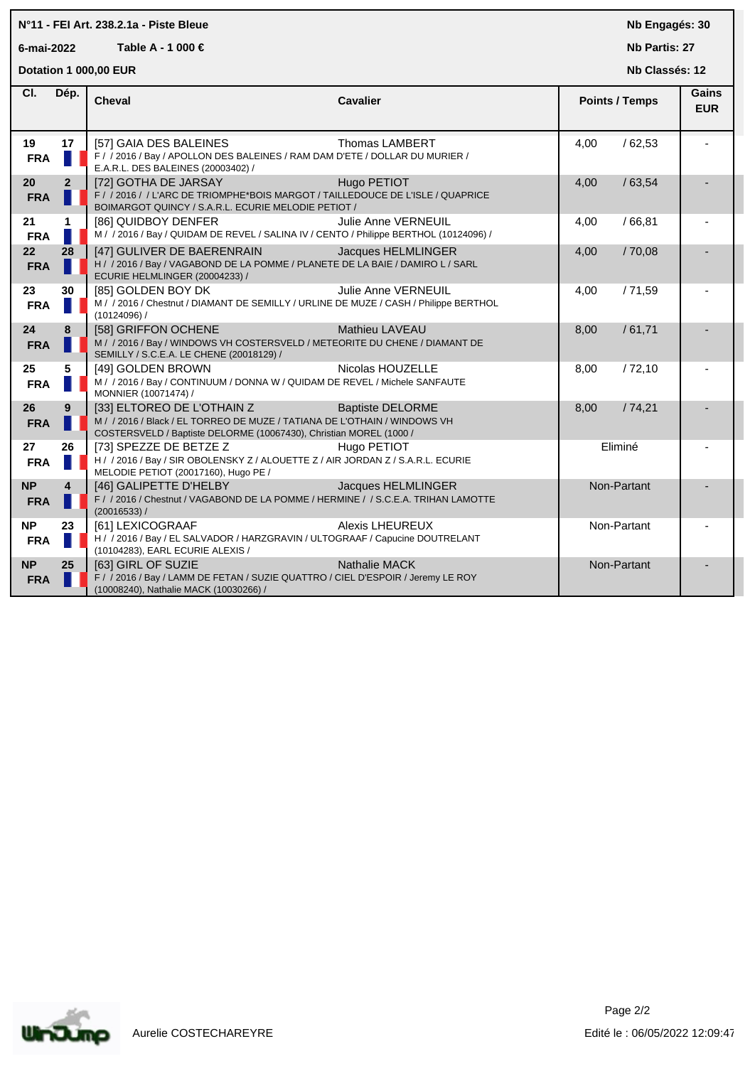**N°11 - FEI Art. 238.2.1a - Piste Bleue**

**6-mai-2022** **Table A - 1 000 €**

**Dotation 1 000,00 EUR**

**Nb Engagés: 30**

**Nb Partis: 27**

**Nb Classés: 12**

| Cl. | Dép. | Cheval | Cavalier | Points / Temps | Gains EUR |
|---|---|---|---|---|---|
| 19 FRA | 17 | [57] GAIA DES BALEINES<br>F / / 2016 / Bay / APOLLON DES BALEINES / RAM DAM D'ETE / DOLLAR DU MURIER / E.A.R.L. DES BALEINES (20003402) / | Thomas LAMBERT | 4,00 / 62,53 | - |
| 20 FRA | 2 | [72] GOTHA DE JARSAY<br>F / / 2016 / / L'ARC DE TRIOMPHE*BOIS MARGOT / TAILLEDOUCE DE L'ISLE / QUAPRICE BOIMARGOT QUINCY / S.A.R.L. ECURIE MELODIE PETIOT / | Hugo PETIOT | 4,00 / 63,54 | - |
| 21 FRA | 1 | [86] QUIDBOY DENFER<br>M / / 2016 / Bay / QUIDAM DE REVEL / SALINA IV / CENTO / Philippe BERTHOL (10124096) / | Julie Anne VERNEUIL | 4,00 / 66,81 | - |
| 22 FRA | 28 | [47] GULIVER DE BAERENRAIN<br>H / / 2016 / Bay / VAGABOND DE LA POMME / PLANETE DE LA BAIE / DAMIRO L / SARL ECURIE HELMLINGER (20004233) / | Jacques HELMLINGER | 4,00 / 70,08 | - |
| 23 FRA | 30 | [85] GOLDEN BOY DK<br>M / / 2016 / Chestnut / DIAMANT DE SEMILLY / URLINE DE MUZE / CASH / Philippe BERTHOL (10124096) / | Julie Anne VERNEUIL | 4,00 / 71,59 | - |
| 24 FRA | 8 | [58] GRIFFON OCHENE<br>M / / 2016 / Bay / WINDOWS VH COSTERSVELD / METEORITE DU CHENE / DIAMANT DE SEMILLY / S.C.E.A. LE CHENE (20018129) / | Mathieu LAVEAU | 8,00 / 61,71 | - |
| 25 FRA | 5 | [49] GOLDEN BROWN<br>M / / 2016 / Bay / CONTINUUM / DONNA W / QUIDAM DE REVEL / Michele SANFAUTE MONNIER (10071474) / | Nicolas HOUZELLE | 8,00 / 72,10 | - |
| 26 FRA | 9 | [33] ELTOREO DE L'OTHAIN Z<br>M / / 2016 / Black / EL TORREO DE MUZE / TATIANA DE L'OTHAIN / WINDOWS VH COSTERSVELD / Baptiste DELORME (10067430), Christian MOREL (1000 / | Baptiste DELORME | 8,00 / 74,21 | - |
| 27 FRA | 26 | [73] SPEZZE DE BETZE Z<br>H / / 2016 / Bay / SIR OBOLENSKY Z / ALOUETTE Z / AIR JORDAN Z / S.A.R.L. ECURIE MELODIE PETIOT (20017160), Hugo PE / | Hugo PETIOT | Eliminé | - |
| NP FRA | 4 | [46] GALIPETTE D'HELBY<br>F / / 2016 / Chestnut / VAGABOND DE LA POMME / HERMINE / / S.C.E.A. TRIHAN LAMOTTE (20016533) / | Jacques HELMLINGER | Non-Partant | - |
| NP FRA | 23 | [61] LEXICOGRAAF<br>H / / 2016 / Bay / EL SALVADOR / HARZGRAVIN / ULTOGRAAF / Capucine DOUTRELANT (10104283), EARL ECURIE ALEXIS / | Alexis LHEUREUX | Non-Partant | - |
| NP FRA | 25 | [63] GIRL OF SUZIE<br>F / / 2016 / Bay / LAMM DE FETAN / SUZIE QUATTRO / CIEL D'ESPOIR / Jeremy LE ROY (10008240), Nathalie MACK (10030266) / | Nathalie MACK | Non-Partant | - |

Aurelie COSTECHAREYRE

Edité le : 06/05/2022 12:09:47